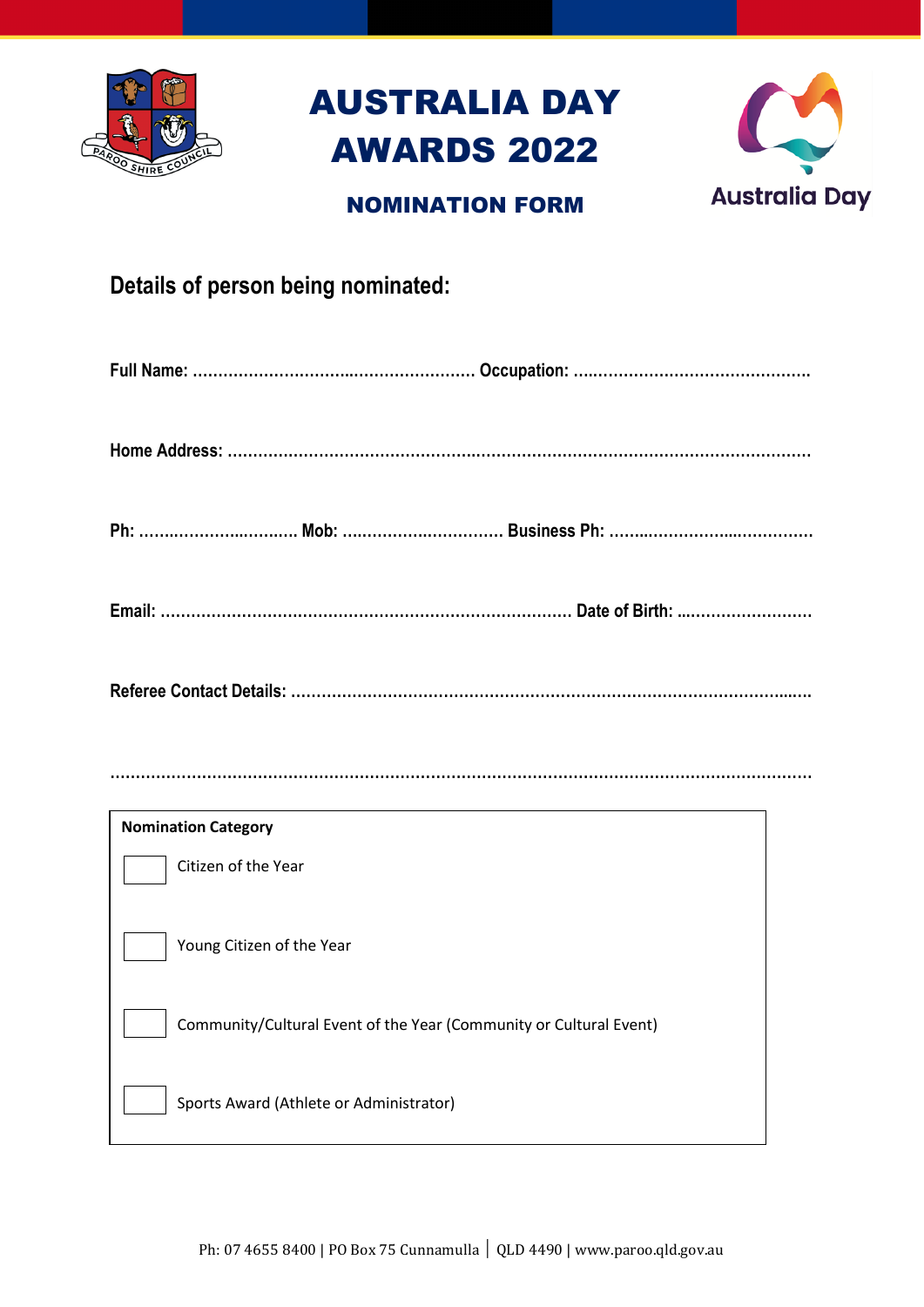# AUSTRALIA DAY AWARDS 2022

## NOMINATION FORM

Australia Day

## Details of person being nominated:

**Full Name:** ........................................................ **Occupation:** ..............................................

**Home Address:** ..................................................................................................................

**Ph:** ................................ **Mob:** ................................ **Business Ph:** ........................................

**Email:** ................................................................................ **Date of Birth:** ..........................

**Referee Contact Details:** ..........................................................................................................

..............................................................................................................................................

**Nomination Category**

- ☐ Citizen of the Year
- ☐ Young Citizen of the Year
- ☐ Community/Cultural Event of the Year (Community or Cultural Event)
- ☐ Sports Award (Athlete or Administrator)

Ph: 07 4655 8400 | PO Box 75 Cunnamulla | QLD 4490 | www.paroo.qld.gov.au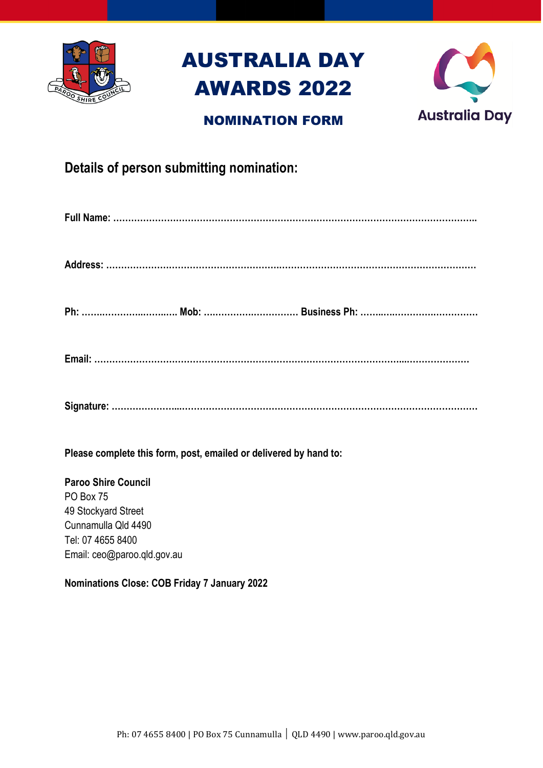# AUSTRALIA DAY AWARDS 2022

## NOMINATION FORM

### Details of person submitting nomination:

**Full Name:** ……………………………………………………………………………………………………..

**Address:** ………………………………………………………………………………………………………

**Ph:** ……………………….. **Mob:** ………………………… **Business Ph:** …………………………………

**Email:** ………………………………………………………………………………………………………

**Signature:** ……………………………………………………………………………………………………

**Please complete this form, post, emailed or delivered by hand to:**

**Paroo Shire Council**
PO Box 75
49 Stockyard Street
Cunnamulla Qld 4490
Tel: 07 4655 8400
Email: ceo@paroo.qld.gov.au

**Nominations Close: COB Friday 7 January 2022**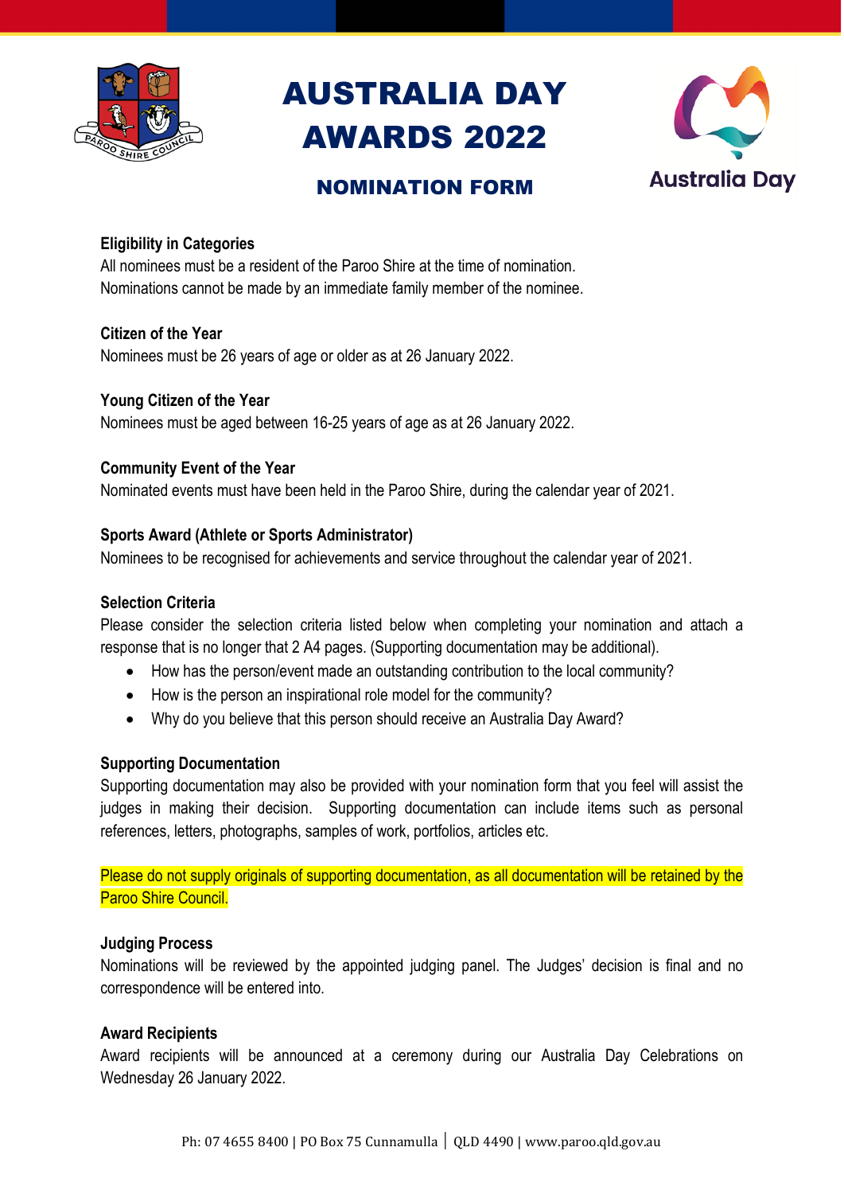# AUSTRALIA DAY AWARDS 2022

## NOMINATION FORM

**Eligibility in Categories**

All nominees must be a resident of the Paroo Shire at the time of nomination.
Nominations cannot be made by an immediate family member of the nominee.

**Citizen of the Year**

Nominees must be 26 years of age or older as at 26 January 2022.

**Young Citizen of the Year**

Nominees must be aged between 16-25 years of age as at 26 January 2022.

**Community Event of the Year**

Nominated events must have been held in the Paroo Shire, during the calendar year of 2021.

**Sports Award (Athlete or Sports Administrator)**

Nominees to be recognised for achievements and service throughout the calendar year of 2021.

**Selection Criteria**

Please consider the selection criteria listed below when completing your nomination and attach a response that is no longer that 2 A4 pages. (Supporting documentation may be additional).

- How has the person/event made an outstanding contribution to the local community?
- How is the person an inspirational role model for the community?
- Why do you believe that this person should receive an Australia Day Award?

**Supporting Documentation**

Supporting documentation may also be provided with your nomination form that you feel will assist the judges in making their decision. Supporting documentation can include items such as personal references, letters, photographs, samples of work, portfolios, articles etc.

Please do not supply originals of supporting documentation, as all documentation will be retained by the Paroo Shire Council.

**Judging Process**

Nominations will be reviewed by the appointed judging panel. The Judges' decision is final and no correspondence will be entered into.

**Award Recipients**

Award recipients will be announced at a ceremony during our Australia Day Celebrations on Wednesday 26 January 2022.

Ph: 07 4655 8400 | PO Box 75 Cunnamulla | QLD 4490 | www.paroo.qld.gov.au